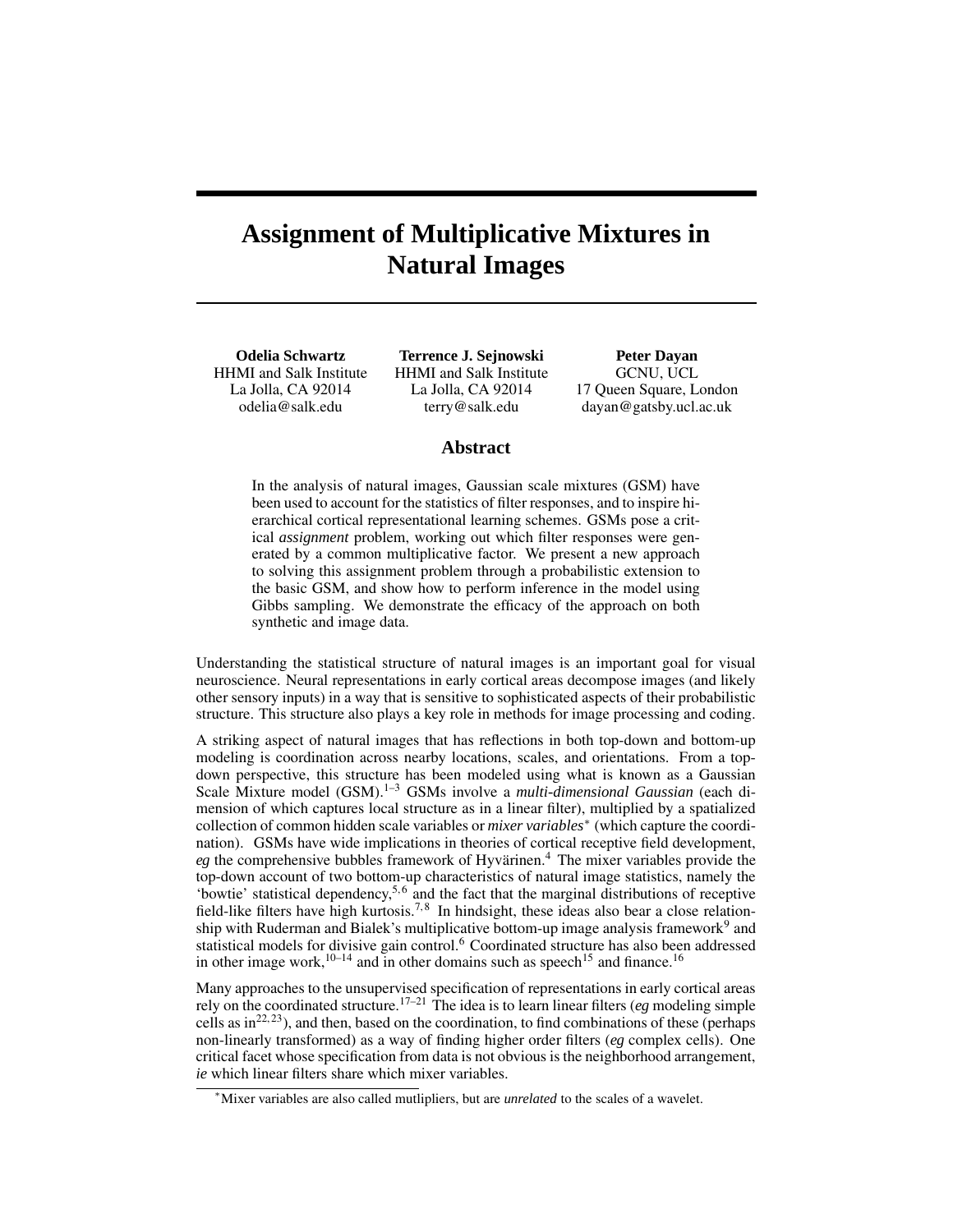# Assignment of Multiplicative Mixtures in Natural Images

**Odelia Schwartz**
HHMI and Salk Institute
La Jolla, CA 92014
odelia@salk.edu

**Terrence J. Sejnowski**
HHMI and Salk Institute
La Jolla, CA 92014
terry@salk.edu

**Peter Dayan**
GCNU, UCL
17 Queen Square, London
dayan@gatsby.ucl.ac.uk

## Abstract

In the analysis of natural images, Gaussian scale mixtures (GSM) have been used to account for the statistics of filter responses, and to inspire hierarchical cortical representational learning schemes. GSMs pose a critical *assignment* problem, working out which filter responses were generated by a common multiplicative factor. We present a new approach to solving this assignment problem through a probabilistic extension to the basic GSM, and show how to perform inference in the model using Gibbs sampling. We demonstrate the efficacy of the approach on both synthetic and image data.

Understanding the statistical structure of natural images is an important goal for visual neuroscience. Neural representations in early cortical areas decompose images (and likely other sensory inputs) in a way that is sensitive to sophisticated aspects of their probabilistic structure. This structure also plays a key role in methods for image processing and coding.

A striking aspect of natural images that has reflections in both top-down and bottom-up modeling is coordination across nearby locations, scales, and orientations. From a top-down perspective, this structure has been modeled using what is known as a Gaussian Scale Mixture model (GSM).[1–3] GSMs involve a *multi-dimensional Gaussian* (each dimension of which captures local structure as in a linear filter), multiplied by a spatialized collection of common hidden scale variables or *mixer variables*[*] (which capture the coordination). GSMs have wide implications in theories of cortical receptive field development, *eg* the comprehensive bubbles framework of Hyvärinen.[4] The mixer variables provide the top-down account of two bottom-up characteristics of natural image statistics, namely the 'bowtie' statistical dependency,[5,6] and the fact that the marginal distributions of receptive field-like filters have high kurtosis.[7,8] In hindsight, these ideas also bear a close relationship with Ruderman and Bialek's multiplicative bottom-up image analysis framework[9] and statistical models for divisive gain control.[6] Coordinated structure has also been addressed in other image work,[10–14] and in other domains such as speech[15] and finance.[16]

Many approaches to the unsupervised specification of representations in early cortical areas rely on the coordinated structure.[17–21] The idea is to learn linear filters (*eg* modeling simple cells as in[22,23]), and then, based on the coordination, to find combinations of these (perhaps non-linearly transformed) as a way of finding higher order filters (*eg* complex cells). One critical facet whose specification from data is not obvious is the neighborhood arrangement, *ie* which linear filters share which mixer variables.

[*] Mixer variables are also called mutlipliers, but are *unrelated* to the scales of a wavelet.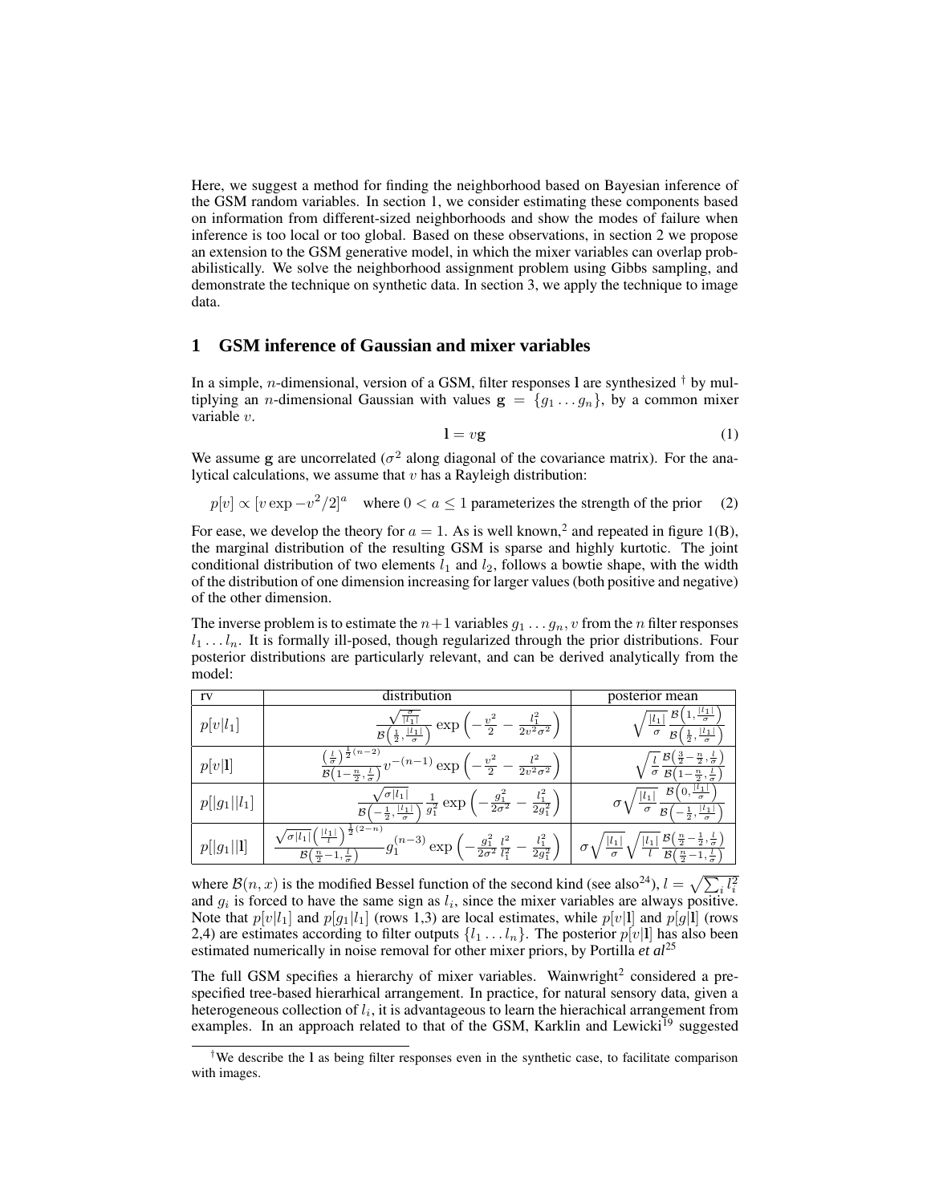Here, we suggest a method for finding the neighborhood based on Bayesian inference of the GSM random variables. In section 1, we consider estimating these components based on information from different-sized neighborhoods and show the modes of failure when inference is too local or too global. Based on these observations, in section 2 we propose an extension to the GSM generative model, in which the mixer variables can overlap probabilistically. We solve the neighborhood assignment problem using Gibbs sampling, and demonstrate the technique on synthetic data. In section 3, we apply the technique to image data.

# 1 GSM inference of Gaussian and mixer variables

In a simple, $n$-dimensional, version of a GSM, filter responses $\mathbf{l}$ are synthesized † by multiplying an $n$-dimensional Gaussian with values $\mathbf{g} = \{g_1 \dots g_n\}$, by a common mixer variable $v$.

$$\mathbf{l} = v\mathbf{g} \tag{1}$$

We assume $\mathbf{g}$ are uncorrelated ($\sigma^2$ along diagonal of the covariance matrix). For the analytical calculations, we assume that $v$ has a Rayleigh distribution:

$$p[v] \propto [v \exp -v^2/2]^a \quad \text{where } 0 < a \leq 1 \text{ parameterizes the strength of the prior} \tag{2}$$

For ease, we develop the theory for $a = 1$. As is well known,[2] and repeated in figure 1(B), the marginal distribution of the resulting GSM is sparse and highly kurtotic. The joint conditional distribution of two elements $l_1$ and $l_2$, follows a bowtie shape, with the width of the distribution of one dimension increasing for larger values (both positive and negative) of the other dimension.

The inverse problem is to estimate the $n+1$ variables $g_1 \dots g_n, v$ from the $n$ filter responses $l_1 \dots l_n$. It is formally ill-posed, though regularized through the prior distributions. Four posterior distributions are particularly relevant, and can be derived analytically from the model:

| rv | distribution | posterior mean |
| --- | --- | --- |
| $p[v\|l_1]$ | $\frac{\sqrt{\frac{\sigma}{\|l_1\|}}}{\mathcal{B}\left(\frac{1}{2},\frac{\|l_1\|}{\sigma}\right)} \exp\left(-\frac{v^2}{2} - \frac{l_1^2}{2v^2\sigma^2}\right)$ | $\sqrt{\frac{\|l_1\|}{\sigma}} \frac{\mathcal{B}\left(1,\frac{\|l_1\|}{\sigma}\right)}{\mathcal{B}\left(\frac{1}{2},\frac{\|l_1\|}{\sigma}\right)}$ |
| $p[v\|\mathbf{l}]$ | $\frac{\left(\frac{l}{\sigma}\right)^{\frac{1}{2}(n-2)}}{\mathcal{B}\left(1-\frac{n}{2},\frac{l}{\sigma}\right)} v^{-(n-1)} \exp\left(-\frac{v^2}{2} - \frac{l^2}{2v^2\sigma^2}\right)$ | $\sqrt{\frac{l}{\sigma}} \frac{\mathcal{B}\left(\frac{3}{2}-\frac{n}{2},\frac{l}{\sigma}\right)}{\mathcal{B}\left(1-\frac{n}{2},\frac{l}{\sigma}\right)}$ |
| $p[\|g_1\|\|l_1]$ | $\frac{\sqrt{\sigma\|l_1\|}}{\mathcal{B}\left(-\frac{1}{2},\frac{\|l_1\|}{\sigma}\right)} \frac{1}{g_1^2} \exp\left(-\frac{g_1^2}{2\sigma^2} - \frac{l_1^2}{2g_1^2}\right)$ | $\sigma\sqrt{\frac{\|l_1\|}{\sigma}} \frac{\mathcal{B}\left(0,\frac{\|l_1\|}{\sigma}\right)}{\mathcal{B}\left(-\frac{1}{2},\frac{\|l_1\|}{\sigma}\right)}$ |
| $p[\|g_1\|\|\mathbf{l}]$ | $\frac{\sqrt{\sigma\|l_1\|}\left(\frac{\|l_1\|}{l}\right)^{\frac{1}{2}(2-n)}}{\mathcal{B}\left(\frac{n}{2}-1,\frac{l}{\sigma}\right)} g_1^{(n-3)} \exp\left(-\frac{g_1^2}{2\sigma^2}\frac{l^2}{l_1^2} - \frac{l_1^2}{2g_1^2}\right)$ | $\sigma\sqrt{\frac{\|l_1\|}{\sigma}}\sqrt{\frac{\|l_1\|}{l}} \frac{\mathcal{B}\left(\frac{n}{2}-\frac{1}{2},\frac{l}{\sigma}\right)}{\mathcal{B}\left(\frac{n}{2}-1,\frac{l}{\sigma}\right)}$ |

where $\mathcal{B}(n, x)$ is the modified Bessel function of the second kind (see also[24]), $l = \sqrt{\sum_i l_i^2}$ and $g_i$ is forced to have the same sign as $l_i$, since the mixer variables are always positive. Note that $p[v|l_1]$ and $p[g_1|l_1]$ (rows 1,3) are local estimates, while $p[v|\mathbf{l}]$ and $p[g|\mathbf{l}]$ (rows 2,4) are estimates according to filter outputs $\{l_1 \dots l_n\}$. The posterior $p[v|\mathbf{l}]$ has also been estimated numerically in noise removal for other mixer priors, by Portilla *et al*[25]

The full GSM specifies a hierarchy of mixer variables. Wainwright[2] considered a prespecified tree-based hierarhical arrangement. In practice, for natural sensory data, given a heterogeneous collection of $l_i$, it is advantageous to learn the hierachical arrangement from examples. In an approach related to that of the GSM, Karklin and Lewicki[19] suggested

†We describe the $\mathbf{l}$ as being filter responses even in the synthetic case, to facilitate comparison with images.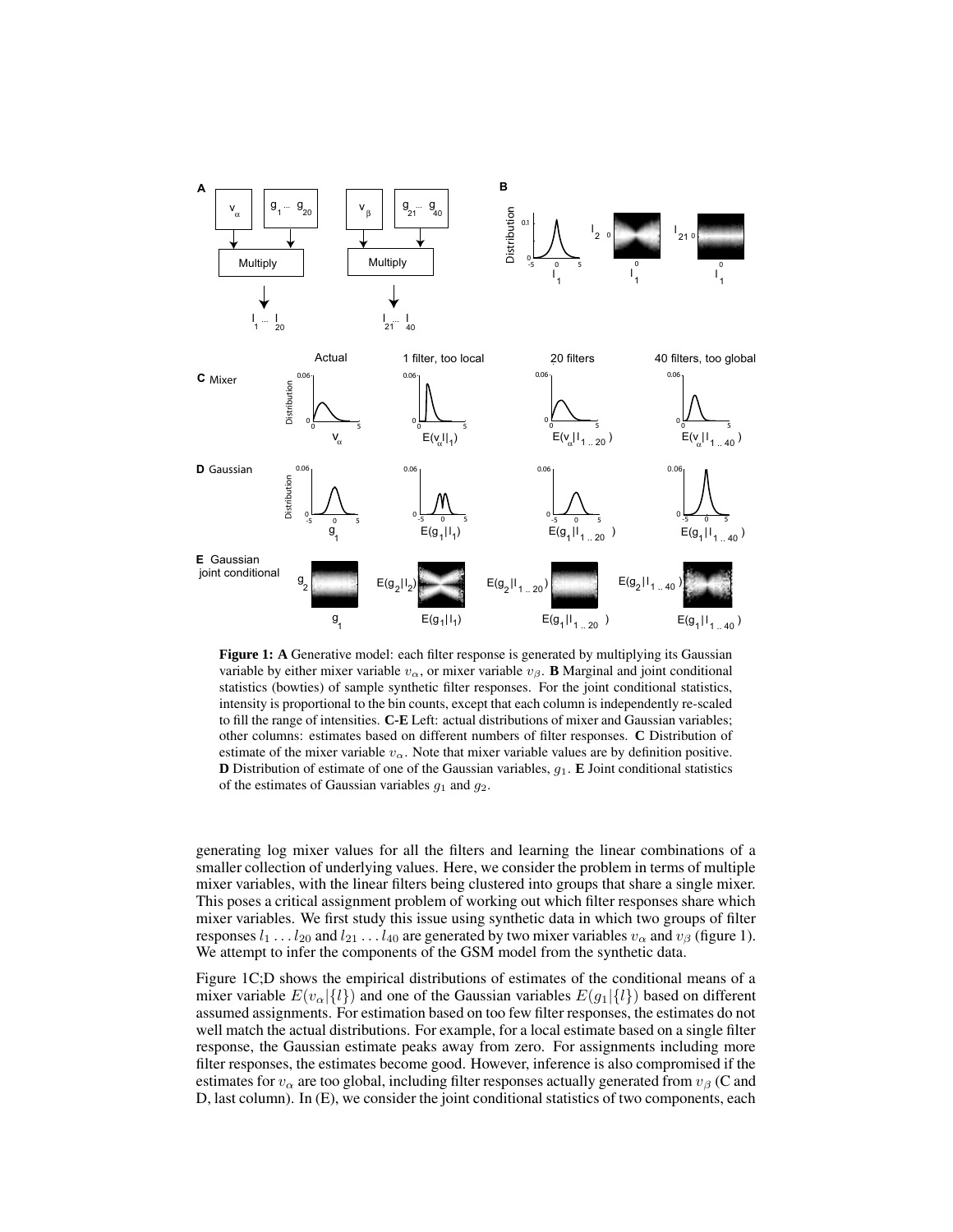**Figure 1: A** Generative model: each filter response is generated by multiplying its Gaussian variable by either mixer variable $v_\alpha$, or mixer variable $v_\beta$. **B** Marginal and joint conditional statistics (bowties) of sample synthetic filter responses. For the joint conditional statistics, intensity is proportional to the bin counts, except that each column is independently re-scaled to fill the range of intensities. **C-E** Left: actual distributions of mixer and Gaussian variables; other columns: estimates based on different numbers of filter responses. **C** Distribution of estimate of the mixer variable $v_\alpha$. Note that mixer variable values are by definition positive. **D** Distribution of estimate of one of the Gaussian variables, $g_1$. **E** Joint conditional statistics of the estimates of Gaussian variables $g_1$ and $g_2$.

generating log mixer values for all the filters and learning the linear combinations of a smaller collection of underlying values. Here, we consider the problem in terms of multiple mixer variables, with the linear filters being clustered into groups that share a single mixer. This poses a critical assignment problem of working out which filter responses share which mixer variables. We first study this issue using synthetic data in which two groups of filter responses $l_1 \ldots l_{20}$ and $l_{21} \ldots l_{40}$ are generated by two mixer variables $v_\alpha$ and $v_\beta$ (figure 1). We attempt to infer the components of the GSM model from the synthetic data.

Figure 1C;D shows the empirical distributions of estimates of the conditional means of a mixer variable $E(v_\alpha|\{l\})$ and one of the Gaussian variables $E(g_1|\{l\})$ based on different assumed assignments. For estimation based on too few filter responses, the estimates do not well match the actual distributions. For example, for a local estimate based on a single filter response, the Gaussian estimate peaks away from zero. For assignments including more filter responses, the estimates become good. However, inference is also compromised if the estimates for $v_\alpha$ are too global, including filter responses actually generated from $v_\beta$ (C and D, last column). In (E), we consider the joint conditional statistics of two components, each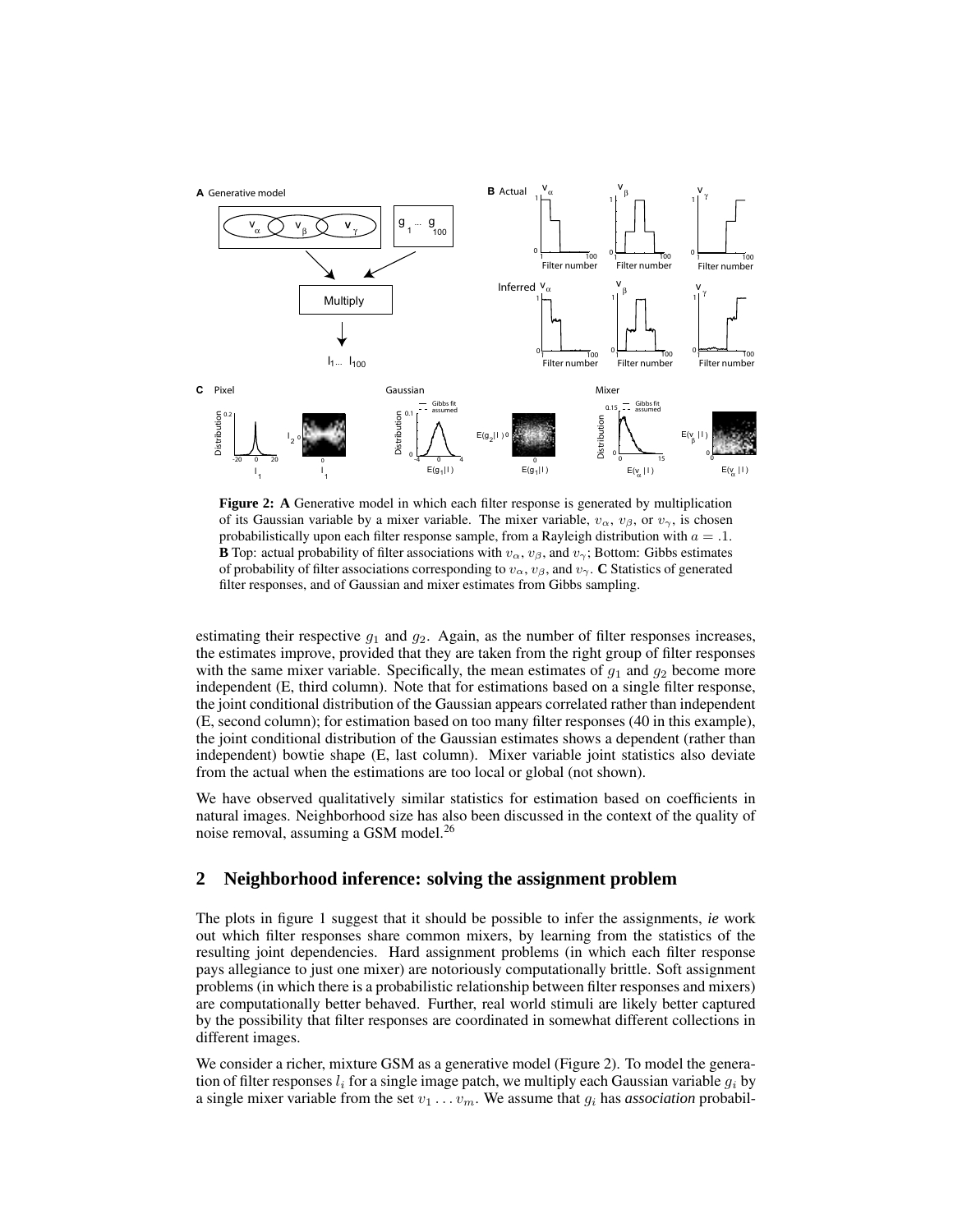**Figure 2:** **A** Generative model in which each filter response is generated by multiplication of its Gaussian variable by a mixer variable. The mixer variable, $v_\alpha$, $v_\beta$, or $v_\gamma$, is chosen probabilistically upon each filter response sample, from a Rayleigh distribution with $a = .1$. **B** Top: actual probability of filter associations with $v_\alpha$, $v_\beta$, and $v_\gamma$; Bottom: Gibbs estimates of probability of filter associations corresponding to $v_\alpha$, $v_\beta$, and $v_\gamma$. **C** Statistics of generated filter responses, and of Gaussian and mixer estimates from Gibbs sampling.

estimating their respective $g_1$ and $g_2$. Again, as the number of filter responses increases, the estimates improve, provided that they are taken from the right group of filter responses with the same mixer variable. Specifically, the mean estimates of $g_1$ and $g_2$ become more independent (E, third column). Note that for estimations based on a single filter response, the joint conditional distribution of the Gaussian appears correlated rather than independent (E, second column); for estimation based on too many filter responses (40 in this example), the joint conditional distribution of the Gaussian estimates shows a dependent (rather than independent) bowtie shape (E, last column). Mixer variable joint statistics also deviate from the actual when the estimations are too local or global (not shown).

We have observed qualitatively similar statistics for estimation based on coefficients in natural images. Neighborhood size has also been discussed in the context of the quality of noise removal, assuming a GSM model.[26]

## 2 Neighborhood inference: solving the assignment problem

The plots in figure 1 suggest that it should be possible to infer the assignments, *ie* work out which filter responses share common mixers, by learning from the statistics of the resulting joint dependencies. Hard assignment problems (in which each filter response pays allegiance to just one mixer) are notoriously computationally brittle. Soft assignment problems (in which there is a probabilistic relationship between filter responses and mixers) are computationally better behaved. Further, real world stimuli are likely better captured by the possibility that filter responses are coordinated in somewhat different collections in different images.

We consider a richer, mixture GSM as a generative model (Figure 2). To model the generation of filter responses $l_i$ for a single image patch, we multiply each Gaussian variable $g_i$ by a single mixer variable from the set $v_1 \ldots v_m$. We assume that $g_i$ has *association* probabil-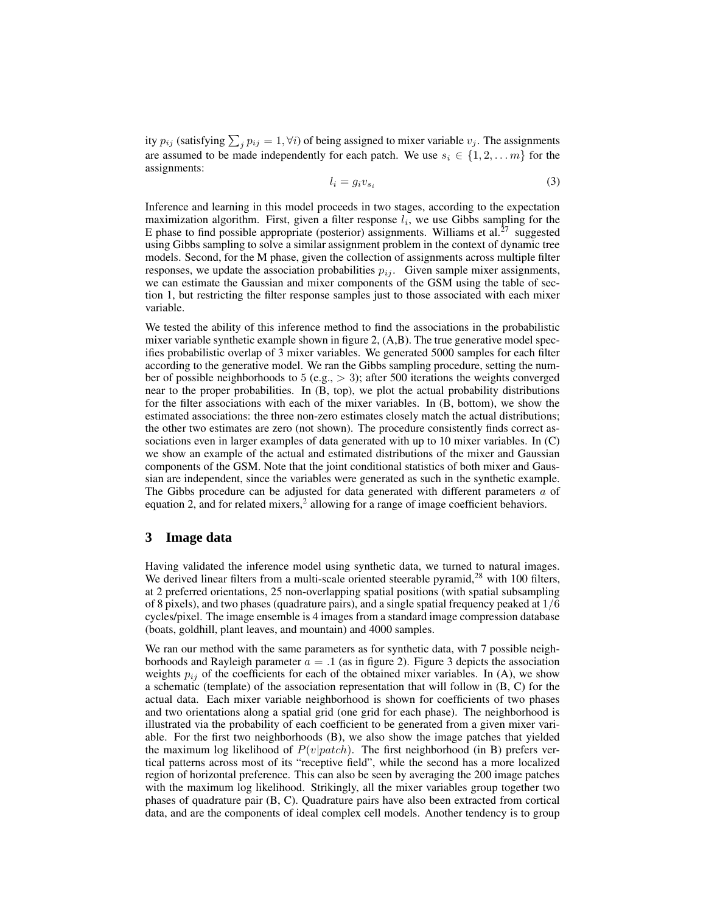ity $p_{ij}$ (satisfying $\sum_j p_{ij} = 1, \forall i$) of being assigned to mixer variable $v_j$. The assignments are assumed to be made independently for each patch. We use $s_i \in \{1, 2, \ldots m\}$ for the assignments:

$$l_i = g_i v_{s_i} \tag{3}$$

Inference and learning in this model proceeds in two stages, according to the expectation maximization algorithm. First, given a filter response $l_i$, we use Gibbs sampling for the E phase to find possible appropriate (posterior) assignments. Williams et al.[27] suggested using Gibbs sampling to solve a similar assignment problem in the context of dynamic tree models. Second, for the M phase, given the collection of assignments across multiple filter responses, we update the association probabilities $p_{ij}$. Given sample mixer assignments, we can estimate the Gaussian and mixer components of the GSM using the table of section 1, but restricting the filter response samples just to those associated with each mixer variable.

We tested the ability of this inference method to find the associations in the probabilistic mixer variable synthetic example shown in figure 2, (A,B). The true generative model specifies probabilistic overlap of 3 mixer variables. We generated 5000 samples for each filter according to the generative model. We ran the Gibbs sampling procedure, setting the number of possible neighborhoods to 5 (e.g., $> 3$); after 500 iterations the weights converged near to the proper probabilities. In (B, top), we plot the actual probability distributions for the filter associations with each of the mixer variables. In (B, bottom), we show the estimated associations: the three non-zero estimates closely match the actual distributions; the other two estimates are zero (not shown). The procedure consistently finds correct associations even in larger examples of data generated with up to 10 mixer variables. In (C) we show an example of the actual and estimated distributions of the mixer and Gaussian components of the GSM. Note that the joint conditional statistics of both mixer and Gaussian are independent, since the variables were generated as such in the synthetic example. The Gibbs procedure can be adjusted for data generated with different parameters $a$ of equation 2, and for related mixers,[2] allowing for a range of image coefficient behaviors.

## 3 Image data

Having validated the inference model using synthetic data, we turned to natural images. We derived linear filters from a multi-scale oriented steerable pyramid,[28] with 100 filters, at 2 preferred orientations, 25 non-overlapping spatial positions (with spatial subsampling of 8 pixels), and two phases (quadrature pairs), and a single spatial frequency peaked at $1/6$ cycles/pixel. The image ensemble is 4 images from a standard image compression database (boats, goldhill, plant leaves, and mountain) and 4000 samples.

We ran our method with the same parameters as for synthetic data, with 7 possible neighborhoods and Rayleigh parameter $a = .1$ (as in figure 2). Figure 3 depicts the association weights $p_{ij}$ of the coefficients for each of the obtained mixer variables. In (A), we show a schematic (template) of the association representation that will follow in (B, C) for the actual data. Each mixer variable neighborhood is shown for coefficients of two phases and two orientations along a spatial grid (one grid for each phase). The neighborhood is illustrated via the probability of each coefficient to be generated from a given mixer variable. For the first two neighborhoods (B), we also show the image patches that yielded the maximum log likelihood of $P(v|patch)$. The first neighborhood (in B) prefers vertical patterns across most of its "receptive field", while the second has a more localized region of horizontal preference. This can also be seen by averaging the 200 image patches with the maximum log likelihood. Strikingly, all the mixer variables group together two phases of quadrature pair (B, C). Quadrature pairs have also been extracted from cortical data, and are the components of ideal complex cell models. Another tendency is to group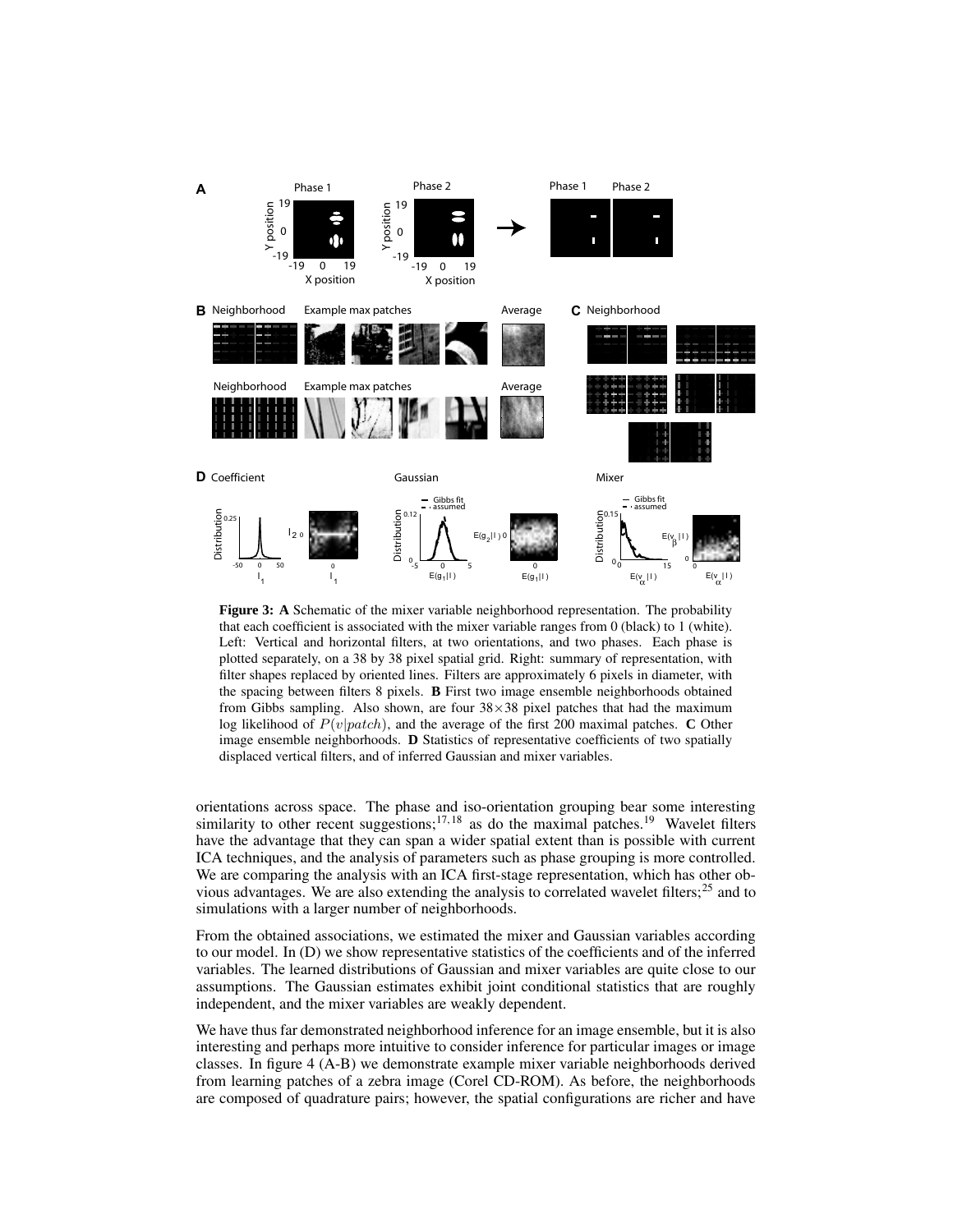**Figure 3:** **A** Schematic of the mixer variable neighborhood representation. The probability that each coefficient is associated with the mixer variable ranges from 0 (black) to 1 (white). Left: Vertical and horizontal filters, at two orientations, and two phases. Each phase is plotted separately, on a 38 by 38 pixel spatial grid. Right: summary of representation, with filter shapes replaced by oriented lines. Filters are approximately 6 pixels in diameter, with the spacing between filters 8 pixels. **B** First two image ensemble neighborhoods obtained from Gibbs sampling. Also shown, are four $38 \times 38$ pixel patches that had the maximum log likelihood of $P(v|patch)$, and the average of the first 200 maximal patches. **C** Other image ensemble neighborhoods. **D** Statistics of representative coefficients of two spatially displaced vertical filters, and of inferred Gaussian and mixer variables.

orientations across space. The phase and iso-orientation grouping bear some interesting similarity to other recent suggestions;[17,18] as do the maximal patches.[19] Wavelet filters have the advantage that they can span a wider spatial extent than is possible with current ICA techniques, and the analysis of parameters such as phase grouping is more controlled. We are comparing the analysis with an ICA first-stage representation, which has other obvious advantages. We are also extending the analysis to correlated wavelet filters;[25] and to simulations with a larger number of neighborhoods.

From the obtained associations, we estimated the mixer and Gaussian variables according to our model. In (D) we show representative statistics of the coefficients and of the inferred variables. The learned distributions of Gaussian and mixer variables are quite close to our assumptions. The Gaussian estimates exhibit joint conditional statistics that are roughly independent, and the mixer variables are weakly dependent.

We have thus far demonstrated neighborhood inference for an image ensemble, but it is also interesting and perhaps more intuitive to consider inference for particular images or image classes. In figure 4 (A-B) we demonstrate example mixer variable neighborhoods derived from learning patches of a zebra image (Corel CD-ROM). As before, the neighborhoods are composed of quadrature pairs; however, the spatial configurations are richer and have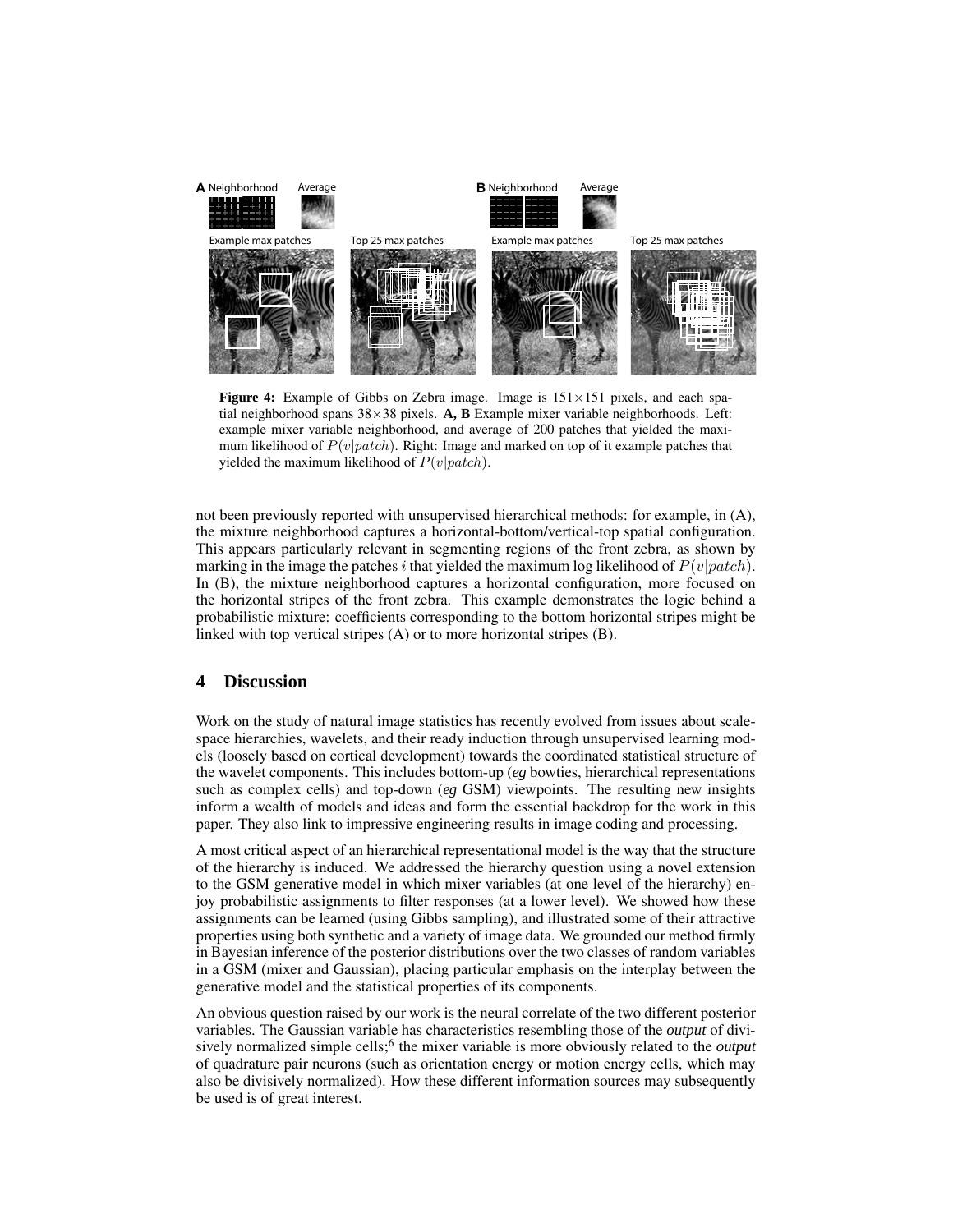**Figure 4:** Example of Gibbs on Zebra image. Image is $151\times151$ pixels, and each spatial neighborhood spans $38\times38$ pixels. **A, B** Example mixer variable neighborhoods. Left: example mixer variable neighborhood, and average of 200 patches that yielded the maximum likelihood of $P(v|patch)$. Right: Image and marked on top of it example patches that yielded the maximum likelihood of $P(v|patch)$.

not been previously reported with unsupervised hierarchical methods: for example, in (A), the mixture neighborhood captures a horizontal-bottom/vertical-top spatial configuration. This appears particularly relevant in segmenting regions of the front zebra, as shown by marking in the image the patches $i$ that yielded the maximum log likelihood of $P(v|patch)$. In (B), the mixture neighborhood captures a horizontal configuration, more focused on the horizontal stripes of the front zebra. This example demonstrates the logic behind a probabilistic mixture: coefficients corresponding to the bottom horizontal stripes might be linked with top vertical stripes (A) or to more horizontal stripes (B).

## 4 Discussion

Work on the study of natural image statistics has recently evolved from issues about scale-space hierarchies, wavelets, and their ready induction through unsupervised learning models (loosely based on cortical development) towards the coordinated statistical structure of the wavelet components. This includes bottom-up (*eg* bowties, hierarchical representations such as complex cells) and top-down (*eg* GSM) viewpoints. The resulting new insights inform a wealth of models and ideas and form the essential backdrop for the work in this paper. They also link to impressive engineering results in image coding and processing.

A most critical aspect of an hierarchical representational model is the way that the structure of the hierarchy is induced. We addressed the hierarchy question using a novel extension to the GSM generative model in which mixer variables (at one level of the hierarchy) enjoy probabilistic assignments to filter responses (at a lower level). We showed how these assignments can be learned (using Gibbs sampling), and illustrated some of their attractive properties using both synthetic and a variety of image data. We grounded our method firmly in Bayesian inference of the posterior distributions over the two classes of random variables in a GSM (mixer and Gaussian), placing particular emphasis on the interplay between the generative model and the statistical properties of its components.

An obvious question raised by our work is the neural correlate of the two different posterior variables. The Gaussian variable has characteristics resembling those of the *output* of divisively normalized simple cells;[6] the mixer variable is more obviously related to the *output* of quadrature pair neurons (such as orientation energy or motion energy cells, which may also be divisively normalized). How these different information sources may subsequently be used is of great interest.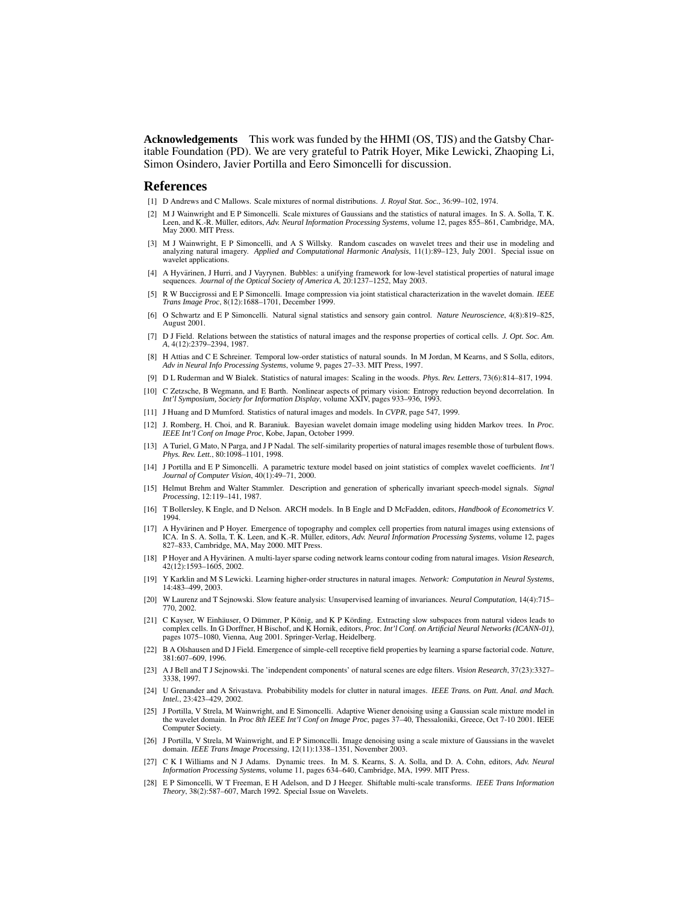**Acknowledgements** This work was funded by the HHMI (OS, TJS) and the Gatsby Charitable Foundation (PD). We are very grateful to Patrik Hoyer, Mike Lewicki, Zhaoping Li, Simon Osindero, Javier Portilla and Eero Simoncelli for discussion.

## References

[1] D Andrews and C Mallows. Scale mixtures of normal distributions. *J. Royal Stat. Soc.*, 36:99–102, 1974.

[2] M J Wainwright and E P Simoncelli. Scale mixtures of Gaussians and the statistics of natural images. In S. A. Solla, T. K. Leen, and K.-R. Müller, editors, *Adv. Neural Information Processing Systems*, volume 12, pages 855–861, Cambridge, MA, May 2000. MIT Press.

[3] M J Wainwright, E P Simoncelli, and A S Willsky. Random cascades on wavelet trees and their use in modeling and analyzing natural imagery. *Applied and Computational Harmonic Analysis*, 11(1):89–123, July 2001. Special issue on wavelet applications.

[4] A Hyvärinen, J Hurri, and J Vayrynen. Bubbles: a unifying framework for low-level statistical properties of natural image sequences. *Journal of the Optical Society of America A*, 20:1237–1252, May 2003.

[5] R W Buccigrossi and E P Simoncelli. Image compression via joint statistical characterization in the wavelet domain. *IEEE Trans Image Proc*, 8(12):1688–1701, December 1999.

[6] O Schwartz and E P Simoncelli. Natural signal statistics and sensory gain control. *Nature Neuroscience*, 4(8):819–825, August 2001.

[7] D J Field. Relations between the statistics of natural images and the response properties of cortical cells. *J. Opt. Soc. Am. A*, 4(12):2379–2394, 1987.

[8] H Attias and C E Schreiner. Temporal low-order statistics of natural sounds. In M Jordan, M Kearns, and S Solla, editors, *Adv in Neural Info Processing Systems*, volume 9, pages 27–33. MIT Press, 1997.

[9] D L Ruderman and W Bialek. Statistics of natural images: Scaling in the woods. *Phys. Rev. Letters*, 73(6):814–817, 1994.

[10] C Zetzsche, B Wegmann, and E Barth. Nonlinear aspects of primary vision: Entropy reduction beyond decorrelation. In *Int'l Symposium, Society for Information Display*, volume XXIV, pages 933–936, 1993.

[11] J Huang and D Mumford. Statistics of natural images and models. In *CVPR*, page 547, 1999.

[12] J. Romberg, H. Choi, and R. Baraniuk. Bayesian wavelet domain image modeling using hidden Markov trees. In *Proc. IEEE Int'l Conf on Image Proc*, Kobe, Japan, October 1999.

[13] A Turiel, G Mato, N Parga, and J P Nadal. The self-similarity properties of natural images resemble those of turbulent flows. *Phys. Rev. Lett.*, 80:1098–1101, 1998.

[14] J Portilla and E P Simoncelli. A parametric texture model based on joint statistics of complex wavelet coefficients. *Int'l Journal of Computer Vision*, 40(1):49–71, 2000.

[15] Helmut Brehm and Walter Stammler. Description and generation of spherically invariant speech-model signals. *Signal Processing*, 12:119–141, 1987.

[16] T Bollersley, K Engle, and D Nelson. ARCH models. In B Engle and D McFadden, editors, *Handbook of Econometrics V*. 1994.

[17] A Hyvärinen and P Hoyer. Emergence of topography and complex cell properties from natural images using extensions of ICA. In S. A. Solla, T. K. Leen, and K.-R. Müller, editors, *Adv. Neural Information Processing Systems*, volume 12, pages 827–833, Cambridge, MA, May 2000. MIT Press.

[18] P Hoyer and A Hyvärinen. A multi-layer sparse coding network learns contour coding from natural images. *Vision Research*, 42(12):1593–1605, 2002.

[19] Y Karklin and M S Lewicki. Learning higher-order structures in natural images. *Network: Computation in Neural Systems*, 14:483–499, 2003.

[20] W Laurenz and T Sejnowski. Slow feature analysis: Unsupervised learning of invariances. *Neural Computation*, 14(4):715–770, 2002.

[21] C Kayser, W Einhäuser, O Dümmer, P König, and K P Körding. Extracting slow subspaces from natural videos leads to complex cells. In G Dorffner, H Bischof, and K Hornik, editors, *Proc. Int'l Conf. on Artificial Neural Networks (ICANN-01)*, pages 1075–1080, Vienna, Aug 2001. Springer-Verlag, Heidelberg.

[22] B A Olshausen and D J Field. Emergence of simple-cell receptive field properties by learning a sparse factorial code. *Nature*, 381:607–609, 1996.

[23] A J Bell and T J Sejnowski. The 'independent components' of natural scenes are edge filters. *Vision Research*, 37(23):3327–3338, 1997.

[24] U Grenander and A Srivastava. Probabibility models for clutter in natural images. *IEEE Trans. on Patt. Anal. and Mach. Intel.*, 23:423–429, 2002.

[25] J Portilla, V Strela, M Wainwright, and E Simoncelli. Adaptive Wiener denoising using a Gaussian scale mixture model in the wavelet domain. In *Proc 8th IEEE Int'l Conf on Image Proc*, pages 37–40, Thessaloniki, Greece, Oct 7-10 2001. IEEE Computer Society.

[26] J Portilla, V Strela, M Wainwright, and E P Simoncelli. Image denoising using a scale mixture of Gaussians in the wavelet domain. *IEEE Trans Image Processing*, 12(11):1338–1351, November 2003.

[27] C K I Williams and N J Adams. Dynamic trees. In M. S. Kearns, S. A. Solla, and D. A. Cohn, editors, *Adv. Neural Information Processing Systems*, volume 11, pages 634–640, Cambridge, MA, 1999. MIT Press.

[28] E P Simoncelli, W T Freeman, E H Adelson, and D J Heeger. Shiftable multi-scale transforms. *IEEE Trans Information Theory*, 38(2):587–607, March 1992. Special Issue on Wavelets.